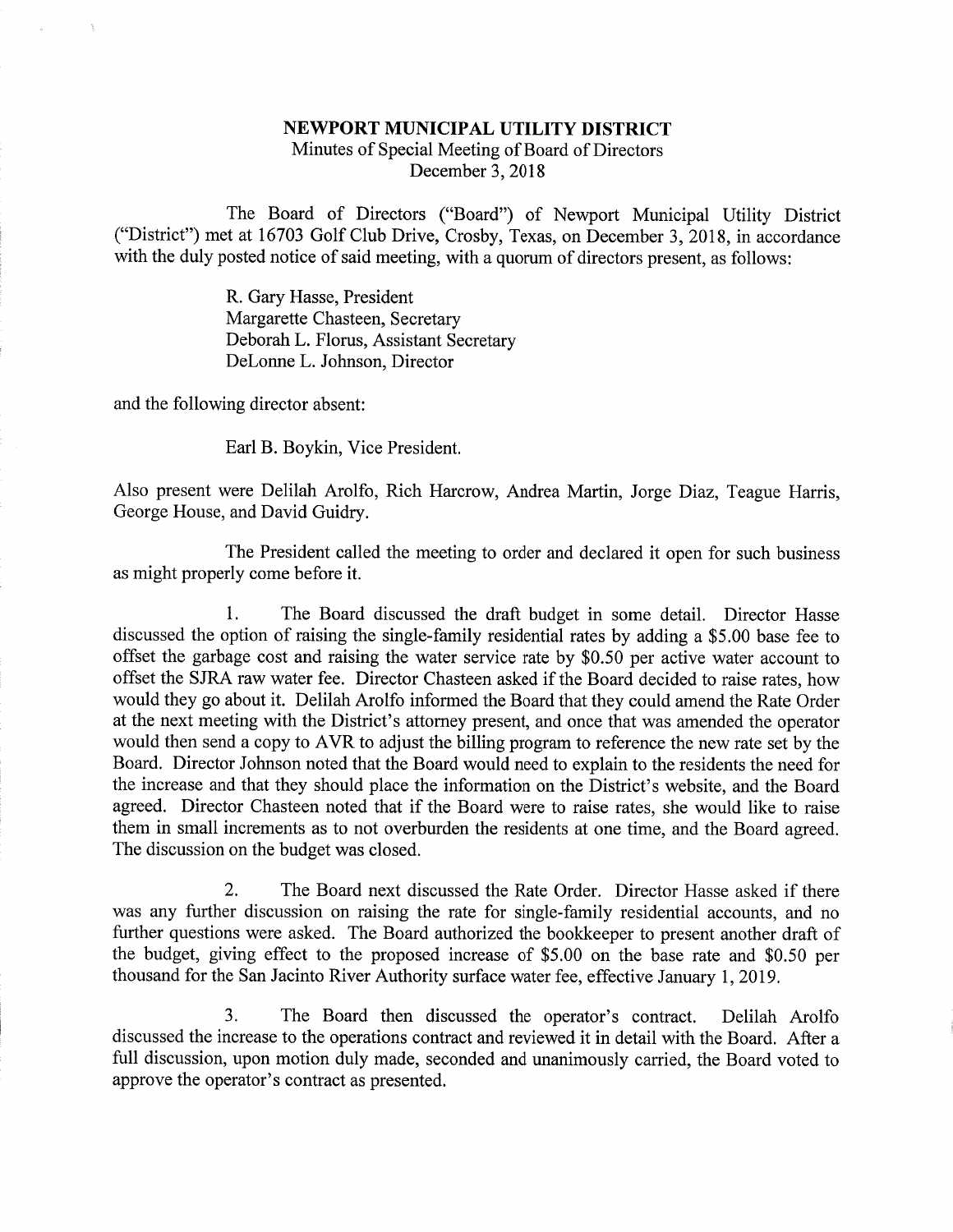# NEWPORT MUNICIPAL UTILITY DISTRICT

Minutes of Special Meeting of Board of Directors
December 3, 2018

The Board of Directors ("Board") of Newport Municipal Utility District ("District") met at 16703 Golf Club Drive, Crosby, Texas, on December 3, 2018, in accordance with the duly posted notice of said meeting, with a quorum of directors present, as follows:

R. Gary Hasse, President
Margarette Chasteen, Secretary
Deborah L. Florus, Assistant Secretary
DeLonne L. Johnson, Director

and the following director absent:

Earl B. Boykin, Vice President.

Also present were Delilah Arolfo, Rich Harcrow, Andrea Martin, Jorge Diaz, Teague Harris, George House, and David Guidry.

The President called the meeting to order and declared it open for such business as might properly come before it.

1. The Board discussed the draft budget in some detail. Director Hasse discussed the option of raising the single-family residential rates by adding a $5.00 base fee to offset the garbage cost and raising the water service rate by $0.50 per active water account to offset the SJRA raw water fee. Director Chasteen asked if the Board decided to raise rates, how would they go about it. Delilah Arolfo informed the Board that they could amend the Rate Order at the next meeting with the District's attorney present, and once that was amended the operator would then send a copy to AVR to adjust the billing program to reference the new rate set by the Board. Director Johnson noted that the Board would need to explain to the residents the need for the increase and that they should place the information on the District's website, and the Board agreed. Director Chasteen noted that if the Board were to raise rates, she would like to raise them in small increments as to not overburden the residents at one time, and the Board agreed. The discussion on the budget was closed.

2. The Board next discussed the Rate Order. Director Hasse asked if there was any further discussion on raising the rate for single-family residential accounts, and no further questions were asked. The Board authorized the bookkeeper to present another draft of the budget, giving effect to the proposed increase of $5.00 on the base rate and $0.50 per thousand for the San Jacinto River Authority surface water fee, effective January 1, 2019.

3. The Board then discussed the operator's contract. Delilah Arolfo discussed the increase to the operations contract and reviewed it in detail with the Board. After a full discussion, upon motion duly made, seconded and unanimously carried, the Board voted to approve the operator's contract as presented.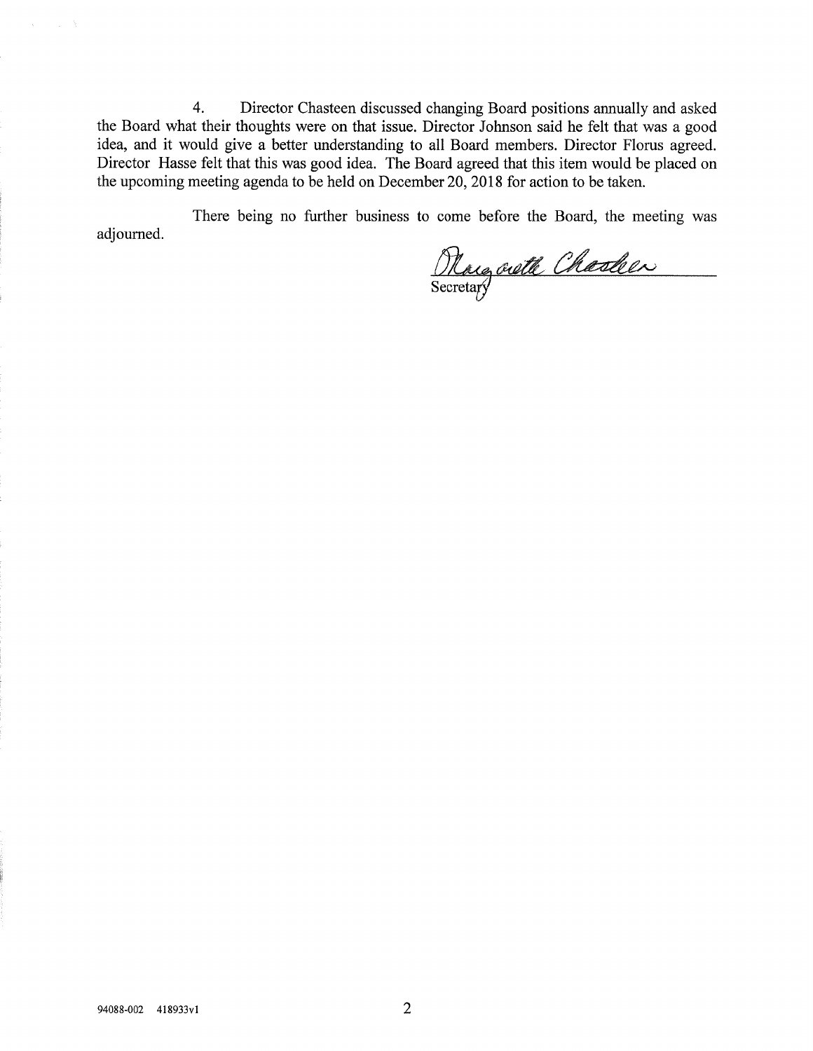4. Director Chasteen discussed changing Board positions annually and asked the Board what their thoughts were on that issue. Director Johnson said he felt that was a good idea, and it would give a better understanding to all Board members. Director Florus agreed. Director Hasse felt that this was good idea. The Board agreed that this item would be placed on the upcoming meeting agenda to be held on December 20, 2018 for action to be taken.

There being no further business to come before the Board, the meeting was adjourned.

Margarette Chasteen
Secretary

94088-002 418933v1